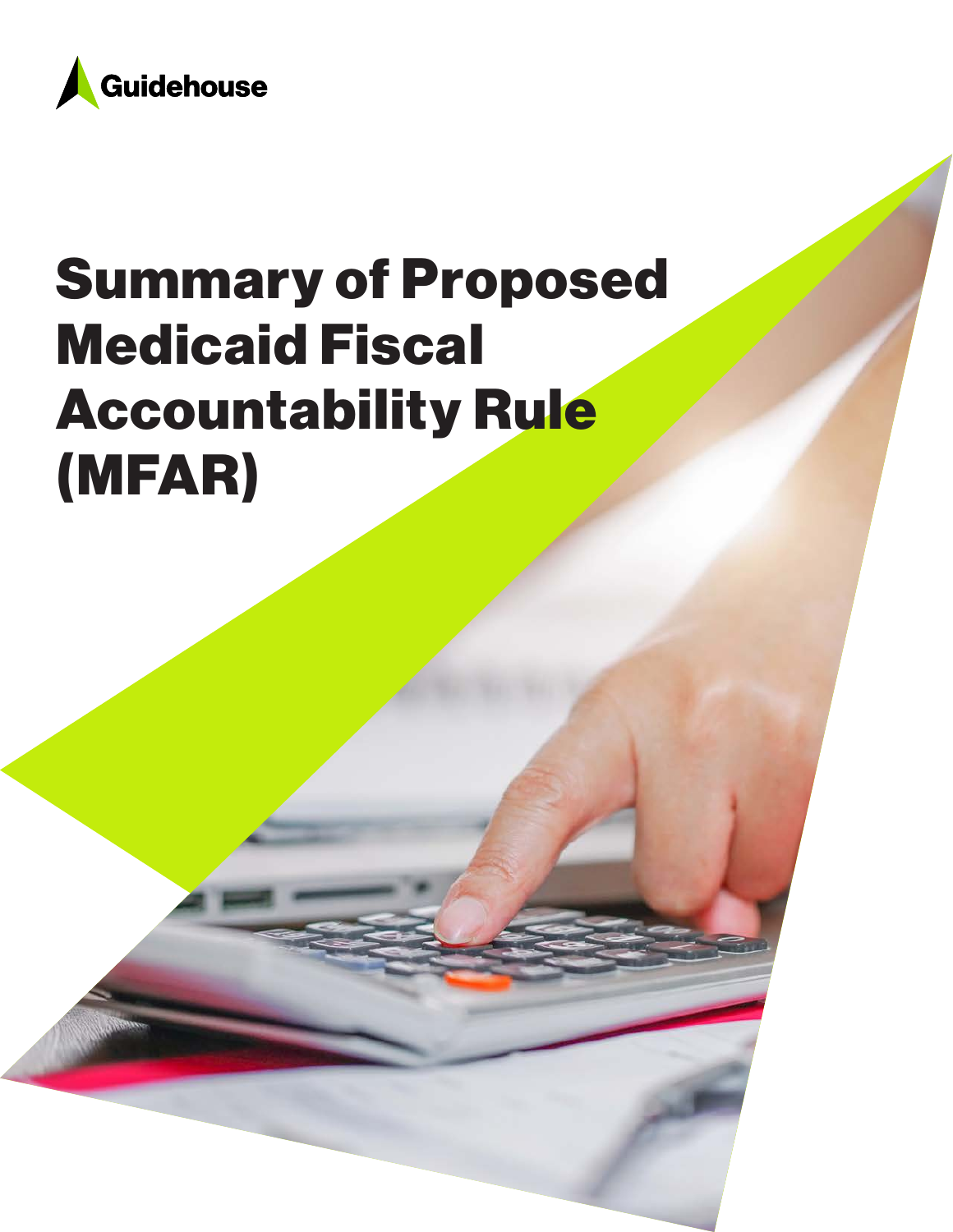Guidehouse

# Summary of Proposed Medicaid Fiscal Accountability Rule (MFAR)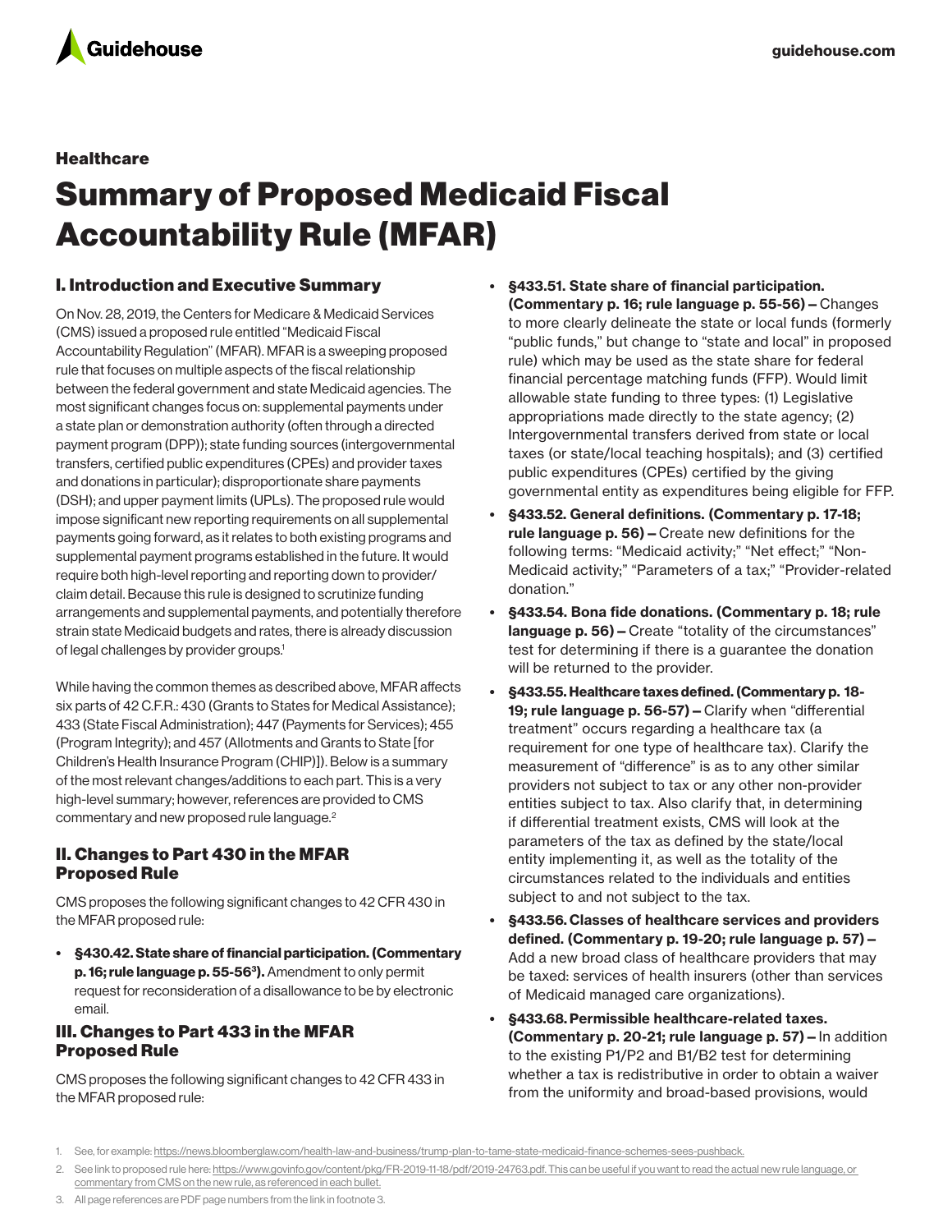## Healthcare

# Summary of Proposed Medicaid Fiscal Accountability Rule (MFAR)

## I. Introduction and Executive Summary

On Nov. 28, 2019, the Centers for Medicare & Medicaid Services (CMS) issued a proposed rule entitled "Medicaid Fiscal Accountability Regulation" (MFAR). MFAR is a sweeping proposed rule that focuses on multiple aspects of the fiscal relationship between the federal government and state Medicaid agencies. The most significant changes focus on: supplemental payments under a state plan or demonstration authority (often through a directed payment program (DPP)); state funding sources (intergovernmental transfers, certified public expenditures (CPEs) and provider taxes and donations in particular); disproportionate share payments (DSH); and upper payment limits (UPLs). The proposed rule would impose significant new reporting requirements on all supplemental payments going forward, as it relates to both existing programs and supplemental payment programs established in the future. It would require both high-level reporting and reporting down to provider/claim detail. Because this rule is designed to scrutinize funding arrangements and supplemental payments, and potentially therefore strain state Medicaid budgets and rates, there is already discussion of legal challenges by provider groups.[1]

While having the common themes as described above, MFAR affects six parts of 42 C.F.R.: 430 (Grants to States for Medical Assistance); 433 (State Fiscal Administration); 447 (Payments for Services); 455 (Program Integrity); and 457 (Allotments and Grants to State [for Children's Health Insurance Program (CHIP)]). Below is a summary of the most relevant changes/additions to each part. This is a very high-level summary; however, references are provided to CMS commentary and new proposed rule language.[2]

## II. Changes to Part 430 in the MFAR Proposed Rule

CMS proposes the following significant changes to 42 CFR 430 in the MFAR proposed rule:

- **§430.42. State share of financial participation. (Commentary p. 16; rule language p. 55-56[3]).** Amendment to only permit request for reconsideration of a disallowance to be by electronic email.

## III. Changes to Part 433 in the MFAR Proposed Rule

CMS proposes the following significant changes to 42 CFR 433 in the MFAR proposed rule:

- **§433.51. State share of financial participation. (Commentary p. 16; rule language p. 55-56) –** Changes to more clearly delineate the state or local funds (formerly "public funds," but change to "state and local" in proposed rule) which may be used as the state share for federal financial percentage matching funds (FFP). Would limit allowable state funding to three types: (1) Legislative appropriations made directly to the state agency; (2) Intergovernmental transfers derived from state or local taxes (or state/local teaching hospitals); and (3) certified public expenditures (CPEs) certified by the giving governmental entity as expenditures being eligible for FFP.
- **§433.52. General definitions. (Commentary p. 17-18; rule language p. 56) –** Create new definitions for the following terms: "Medicaid activity;" "Net effect;" "Non-Medicaid activity;" "Parameters of a tax;" "Provider-related donation."
- **§433.54. Bona fide donations. (Commentary p. 18; rule language p. 56) –** Create "totality of the circumstances" test for determining if there is a guarantee the donation will be returned to the provider.
- **§433.55. Healthcare taxes defined. (Commentary p. 18-19; rule language p. 56-57) –** Clarify when "differential treatment" occurs regarding a healthcare tax (a requirement for one type of healthcare tax). Clarify the measurement of "difference" is as to any other similar providers not subject to tax or any other non-provider entities subject to tax. Also clarify that, in determining if differential treatment exists, CMS will look at the parameters of the tax as defined by the state/local entity implementing it, as well as the totality of the circumstances related to the individuals and entities subject to and not subject to the tax.
- **§433.56. Classes of healthcare services and providers defined. (Commentary p. 19-20; rule language p. 57) –** Add a new broad class of healthcare providers that may be taxed: services of health insurers (other than services of Medicaid managed care organizations).
- **§433.68. Permissible healthcare-related taxes. (Commentary p. 20-21; rule language p. 57) –** In addition to the existing P1/P2 and B1/B2 test for determining whether a tax is redistributive in order to obtain a waiver from the uniformity and broad-based provisions, would

1. See, for example: https://news.bloomberglaw.com/health-law-and-business/trump-plan-to-tame-state-medicaid-finance-schemes-sees-pushback.
2. See link to proposed rule here: https://www.govinfo.gov/content/pkg/FR-2019-11-18/pdf/2019-24763.pdf. This can be useful if you want to read the actual new rule language, or commentary from CMS on the new rule, as referenced in each bullet.
3. All page references are PDF page numbers from the link in footnote 3.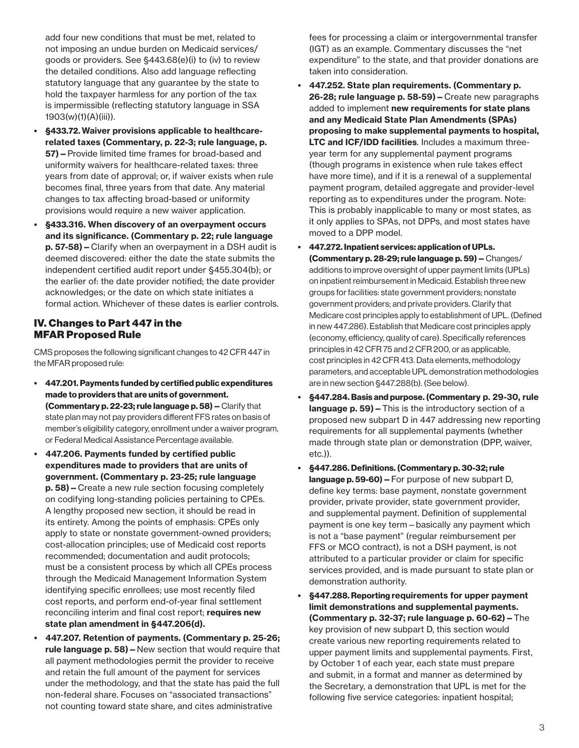add four new conditions that must be met, related to not imposing an undue burden on Medicaid services/goods or providers. See §443.68(e)(i) to (iv) to review the detailed conditions. Also add language reflecting statutory language that any guarantee by the state to hold the taxpayer harmless for any portion of the tax is impermissible (reflecting statutory language in SSA 1903(w)(1)(A)(iii)).

- **§433.72. Waiver provisions applicable to healthcare-related taxes (Commentary, p. 22-3; rule language, p. 57) –** Provide limited time frames for broad-based and uniformity waivers for healthcare-related taxes: three years from date of approval; or, if waiver exists when rule becomes final, three years from that date. Any material changes to tax affecting broad-based or uniformity provisions would require a new waiver application.
- **§433.316. When discovery of an overpayment occurs and its significance. (Commentary p. 22; rule language p. 57-58) –** Clarify when an overpayment in a DSH audit is deemed discovered: either the date the state submits the independent certified audit report under §455.304(b); or the earlier of: the date provider notified; the date provider acknowledges; or the date on which state initiates a formal action. Whichever of these dates is earlier controls.

## IV. Changes to Part 447 in the MFAR Proposed Rule

CMS proposes the following significant changes to 42 CFR 447 in the MFAR proposed rule:

- **447.201. Payments funded by certified public expenditures made to providers that are units of government. (Commentary p. 22-23; rule language p. 58) –** Clarify that state plan may not pay providers different FFS rates on basis of member's eligibility category, enrollment under a waiver program, or Federal Medical Assistance Percentage available.
- **447.206. Payments funded by certified public expenditures made to providers that are units of government. (Commentary p. 23-25; rule language p. 58) –** Create a new rule section focusing completely on codifying long-standing policies pertaining to CPEs. A lengthy proposed new section, it should be read in its entirety. Among the points of emphasis: CPEs only apply to state or nonstate government-owned providers; cost-allocation principles; use of Medicaid cost reports recommended; documentation and audit protocols; must be a consistent process by which all CPEs process through the Medicaid Management Information System identifying specific enrollees; use most recently filed cost reports, and perform end-of-year final settlement reconciling interim and final cost report; **requires new state plan amendment in §447.206(d).**
- **447.207. Retention of payments. (Commentary p. 25-26; rule language p. 58) –** New section that would require that all payment methodologies permit the provider to receive and retain the full amount of the payment for services under the methodology, and that the state has paid the full non-federal share. Focuses on "associated transactions" not counting toward state share, and cites administrative fees for processing a claim or intergovernmental transfer (IGT) as an example. Commentary discusses the "net expenditure" to the state, and that provider donations are taken into consideration.
- **447.252. State plan requirements. (Commentary p. 26-28; rule language p. 58-59) –** Create new paragraphs added to implement **new requirements for state plans and any Medicaid State Plan Amendments (SPAs) proposing to make supplemental payments to hospital, LTC and ICF/IDD facilities**. Includes a maximum three-year term for any supplemental payment programs (though programs in existence when rule takes effect have more time), and if it is a renewal of a supplemental payment program, detailed aggregate and provider-level reporting as to expenditures under the program. Note: This is probably inapplicable to many or most states, as it only applies to SPAs, not DPPs, and most states have moved to a DPP model.
- **447.272. Inpatient services: application of UPLs. (Commentary p. 28-29; rule language p. 59) –** Changes/additions to improve oversight of upper payment limits (UPLs) on inpatient reimbursement in Medicaid. Establish three new groups for facilities: state government providers; nonstate government providers; and private providers. Clarify that Medicare cost principles apply to establishment of UPL. (Defined in new 447.286). Establish that Medicare cost principles apply (economy, efficiency, quality of care). Specifically references principles in 42 CFR 75 and 2 CFR 200, or as applicable, cost principles in 42 CFR 413. Data elements, methodology parameters, and acceptable UPL demonstration methodologies are in new section §447.288(b). (See below).
- **§447.284. Basis and purpose. (Commentary p. 29-30, rule language p. 59) –** This is the introductory section of a proposed new subpart D in 447 addressing new reporting requirements for all supplemental payments (whether made through state plan or demonstration (DPP, waiver, etc.)).
- **§447.286. Definitions. (Commentary p. 30-32; rule language p. 59-60) –** For purpose of new subpart D, define key terms: base payment, nonstate government provider, private provider, state government provider, and supplemental payment. Definition of supplemental payment is one key term – basically any payment which is not a "base payment" (regular reimbursement per FFS or MCO contract), is not a DSH payment, is not attributed to a particular provider or claim for specific services provided, and is made pursuant to state plan or demonstration authority.
- **§447.288. Reporting requirements for upper payment limit demonstrations and supplemental payments. (Commentary p. 32-37; rule language p. 60-62) –** The key provision of new subpart D, this section would create various new reporting requirements related to upper payment limits and supplemental payments. First, by October 1 of each year, each state must prepare and submit, in a form and manner as determined by the Secretary, a demonstration that UPL is met for the following five service categories: inpatient hospital;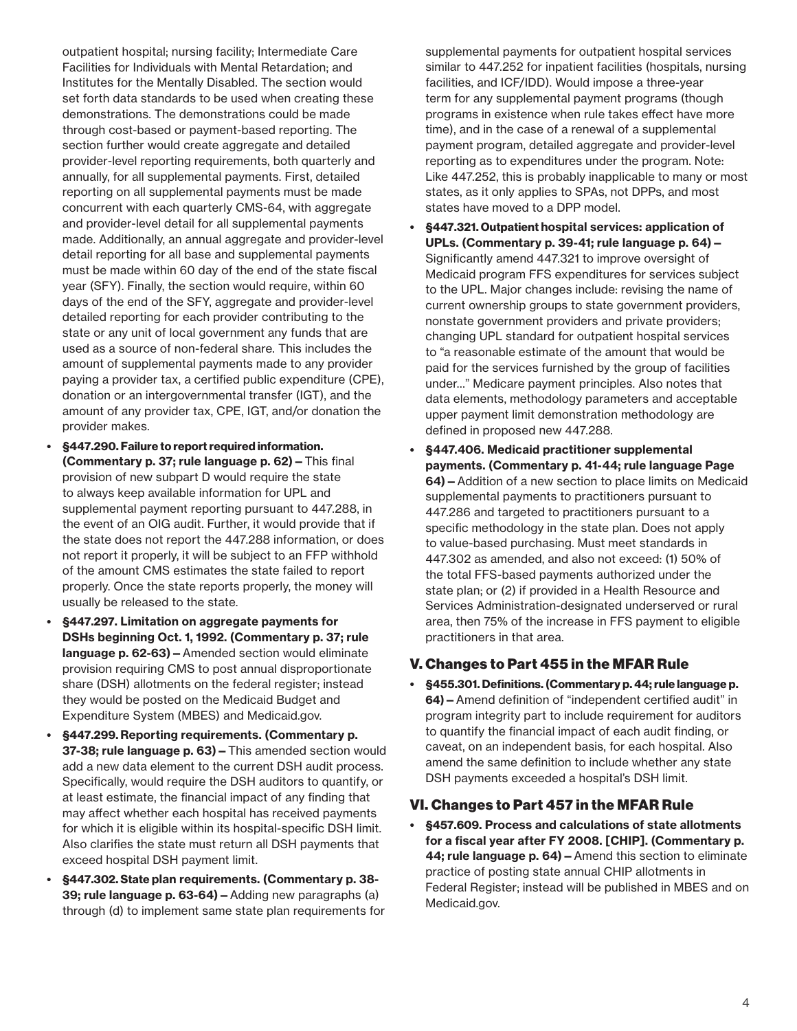outpatient hospital; nursing facility; Intermediate Care Facilities for Individuals with Mental Retardation; and Institutes for the Mentally Disabled. The section would set forth data standards to be used when creating these demonstrations. The demonstrations could be made through cost-based or payment-based reporting. The section further would create aggregate and detailed provider-level reporting requirements, both quarterly and annually, for all supplemental payments. First, detailed reporting on all supplemental payments must be made concurrent with each quarterly CMS-64, with aggregate and provider-level detail for all supplemental payments made. Additionally, an annual aggregate and provider-level detail reporting for all base and supplemental payments must be made within 60 day of the end of the state fiscal year (SFY). Finally, the section would require, within 60 days of the end of the SFY, aggregate and provider-level detailed reporting for each provider contributing to the state or any unit of local government any funds that are used as a source of non-federal share. This includes the amount of supplemental payments made to any provider paying a provider tax, a certified public expenditure (CPE), donation or an intergovernmental transfer (IGT), and the amount of any provider tax, CPE, IGT, and/or donation the provider makes.

- **§447.290. Failure to report required information. (Commentary p. 37; rule language p. 62) –** This final provision of new subpart D would require the state to always keep available information for UPL and supplemental payment reporting pursuant to 447.288, in the event of an OIG audit. Further, it would provide that if the state does not report the 447.288 information, or does not report it properly, it will be subject to an FFP withhold of the amount CMS estimates the state failed to report properly. Once the state reports properly, the money will usually be released to the state.
- **§447.297. Limitation on aggregate payments for DSHs beginning Oct. 1, 1992. (Commentary p. 37; rule language p. 62-63) –** Amended section would eliminate provision requiring CMS to post annual disproportionate share (DSH) allotments on the federal register; instead they would be posted on the Medicaid Budget and Expenditure System (MBES) and Medicaid.gov.
- **§447.299. Reporting requirements. (Commentary p. 37-38; rule language p. 63) –** This amended section would add a new data element to the current DSH audit process. Specifically, would require the DSH auditors to quantify, or at least estimate, the financial impact of any finding that may affect whether each hospital has received payments for which it is eligible within its hospital-specific DSH limit. Also clarifies the state must return all DSH payments that exceed hospital DSH payment limit.
- **§447.302. State plan requirements. (Commentary p. 38-39; rule language p. 63-64) –** Adding new paragraphs (a) through (d) to implement same state plan requirements for supplemental payments for outpatient hospital services similar to 447.252 for inpatient facilities (hospitals, nursing facilities, and ICF/IDD). Would impose a three-year term for any supplemental payment programs (though programs in existence when rule takes effect have more time), and in the case of a renewal of a supplemental payment program, detailed aggregate and provider-level reporting as to expenditures under the program. Note: Like 447.252, this is probably inapplicable to many or most states, as it only applies to SPAs, not DPPs, and most states have moved to a DPP model.
- **§447.321. Outpatient hospital services: application of UPLs. (Commentary p. 39-41; rule language p. 64) –** Significantly amend 447.321 to improve oversight of Medicaid program FFS expenditures for services subject to the UPL. Major changes include: revising the name of current ownership groups to state government providers, nonstate government providers and private providers; changing UPL standard for outpatient hospital services to "a reasonable estimate of the amount that would be paid for the services furnished by the group of facilities under…" Medicare payment principles. Also notes that data elements, methodology parameters and acceptable upper payment limit demonstration methodology are defined in proposed new 447.288.
- **§447.406. Medicaid practitioner supplemental payments. (Commentary p. 41-44; rule language Page 64) –** Addition of a new section to place limits on Medicaid supplemental payments to practitioners pursuant to 447.286 and targeted to practitioners pursuant to a specific methodology in the state plan. Does not apply to value-based purchasing. Must meet standards in 447.302 as amended, and also not exceed: (1) 50% of the total FFS-based payments authorized under the state plan; or (2) if provided in a Health Resource and Services Administration-designated underserved or rural area, then 75% of the increase in FFS payment to eligible practitioners in that area.

## V. Changes to Part 455 in the MFAR Rule

- **§455.301. Definitions. (Commentary p. 44; rule language p. 64) –** Amend definition of "independent certified audit" in program integrity part to include requirement for auditors to quantify the financial impact of each audit finding, or caveat, on an independent basis, for each hospital. Also amend the same definition to include whether any state DSH payments exceeded a hospital's DSH limit.

## VI. Changes to Part 457 in the MFAR Rule

- **§457.609. Process and calculations of state allotments for a fiscal year after FY 2008. [CHIP]. (Commentary p. 44; rule language p. 64) –** Amend this section to eliminate practice of posting state annual CHIP allotments in Federal Register; instead will be published in MBES and on Medicaid.gov.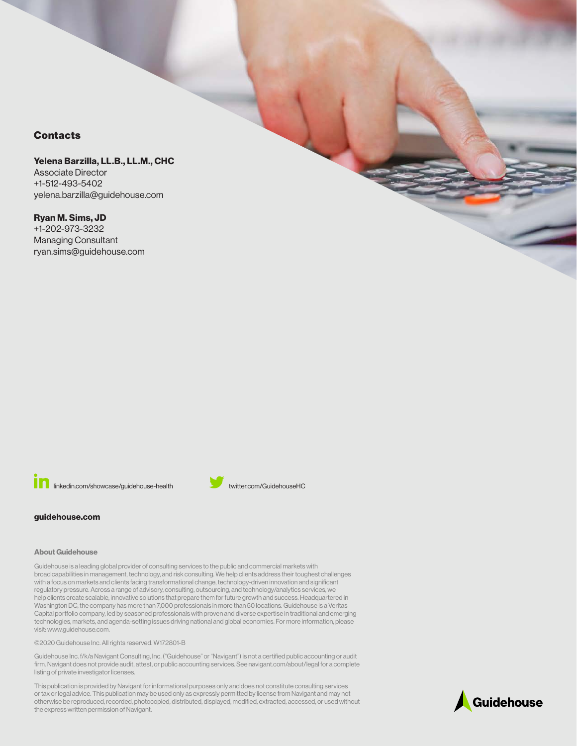## Contacts

**Yelena Barzilla, LL.B., LL.M., CHC**
Associate Director
+1-512-493-5402
yelena.barzilla@guidehouse.com

**Ryan M. Sims, JD**
+1-202-973-3232
Managing Consultant
ryan.sims@guidehouse.com

linkedin.com/showcase/guidehouse-health

twitter.com/GuidehouseHC

**guidehouse.com**

**About Guidehouse**

Guidehouse is a leading global provider of consulting services to the public and commercial markets with broad capabilities in management, technology, and risk consulting. We help clients address their toughest challenges with a focus on markets and clients facing transformational change, technology-driven innovation and significant regulatory pressure. Across a range of advisory, consulting, outsourcing, and technology/analytics services, we help clients create scalable, innovative solutions that prepare them for future growth and success. Headquartered in Washington DC, the company has more than 7,000 professionals in more than 50 locations. Guidehouse is a Veritas Capital portfolio company, led by seasoned professionals with proven and diverse expertise in traditional and emerging technologies, markets, and agenda-setting issues driving national and global economies. For more information, please visit: www.guidehouse.com.

©2020 Guidehouse Inc. All rights reserved. W172801-B

Guidehouse Inc. f/k/a Navigant Consulting, Inc. ("Guidehouse" or "Navigant") is not a certified public accounting or audit firm. Navigant does not provide audit, attest, or public accounting services. See navigant.com/about/legal for a complete listing of private investigator licenses.

This publication is provided by Navigant for informational purposes only and does not constitute consulting services or tax or legal advice. This publication may be used only as expressly permitted by license from Navigant and may not otherwise be reproduced, recorded, photocopied, distributed, displayed, modified, extracted, accessed, or used without the express written permission of Navigant.

Guidehouse